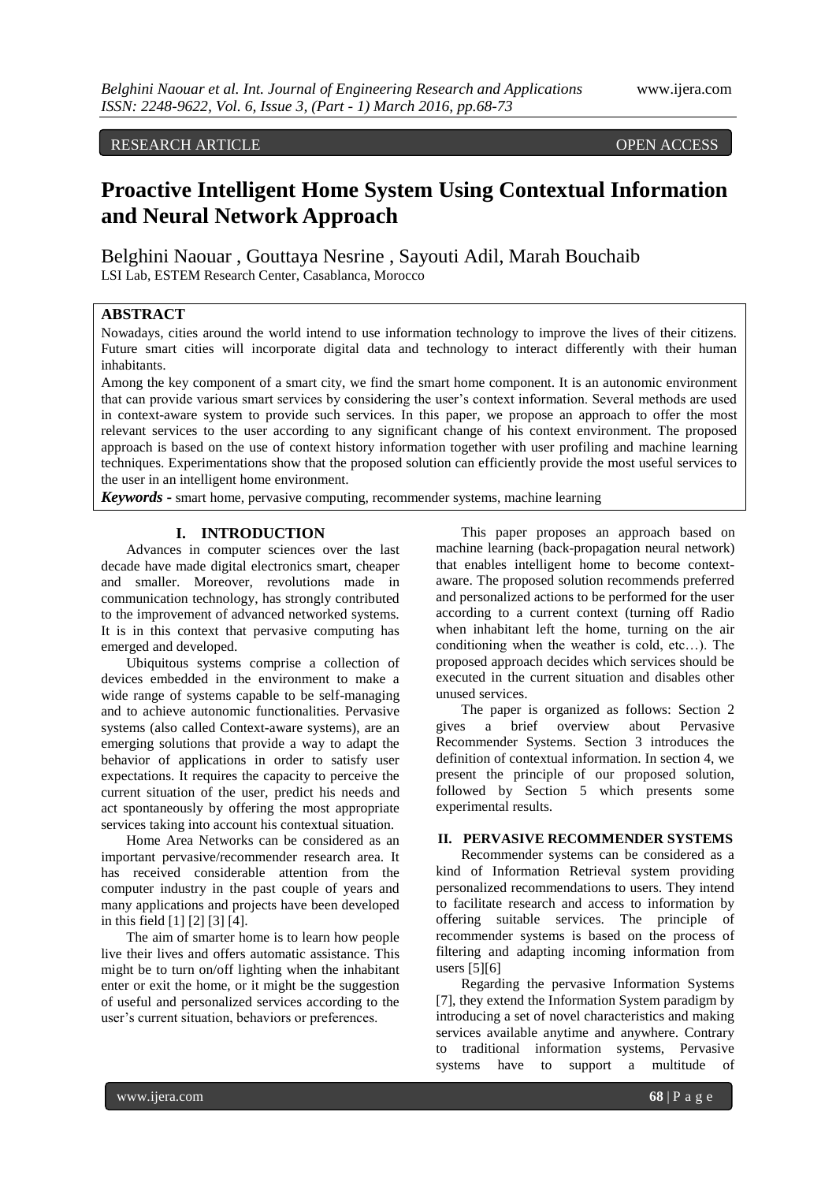RESEARCH ARTICLE OPEN ACCESS

# Proactive Intelligent Home System Using Contextual Information and Neural Network Approach

Belghini Naouar , Gouttaya Nesrine , Sayouti Adil, Marah Bouchaib

LSI Lab, ESTEM Research Center, Casablanca, Morocco

## ABSTRACT

Nowadays, cities around the world intend to use information technology to improve the lives of their citizens. Future smart cities will incorporate digital data and technology to interact differently with their human inhabitants.

Among the key component of a smart city, we find the smart home component. It is an autonomic environment that can provide various smart services by considering the user's context information. Several methods are used in context-aware system to provide such services. In this paper, we propose an approach to offer the most relevant services to the user according to any significant change of his context environment. The proposed approach is based on the use of context history information together with user profiling and machine learning techniques. Experimentations show that the proposed solution can efficiently provide the most useful services to the user in an intelligent home environment.

***Keywords -*** smart home, pervasive computing, recommender systems, machine learning

## I. INTRODUCTION

Advances in computer sciences over the last decade have made digital electronics smart, cheaper and smaller. Moreover, revolutions made in communication technology, has strongly contributed to the improvement of advanced networked systems. It is in this context that pervasive computing has emerged and developed.

Ubiquitous systems comprise a collection of devices embedded in the environment to make a wide range of systems capable to be self-managing and to achieve autonomic functionalities. Pervasive systems (also called Context-aware systems), are an emerging solutions that provide a way to adapt the behavior of applications in order to satisfy user expectations. It requires the capacity to perceive the current situation of the user, predict his needs and act spontaneously by offering the most appropriate services taking into account his contextual situation.

Home Area Networks can be considered as an important pervasive/recommender research area. It has received considerable attention from the computer industry in the past couple of years and many applications and projects have been developed in this field [1] [2] [3] [4].

The aim of smarter home is to learn how people live their lives and offers automatic assistance. This might be to turn on/off lighting when the inhabitant enter or exit the home, or it might be the suggestion of useful and personalized services according to the user's current situation, behaviors or preferences.

This paper proposes an approach based on machine learning (back-propagation neural network) that enables intelligent home to become context-aware. The proposed solution recommends preferred and personalized actions to be performed for the user according to a current context (turning off Radio when inhabitant left the home, turning on the air conditioning when the weather is cold, etc…). The proposed approach decides which services should be executed in the current situation and disables other unused services.

The paper is organized as follows: Section 2 gives a brief overview about Pervasive Recommender Systems. Section 3 introduces the definition of contextual information. In section 4, we present the principle of our proposed solution, followed by Section 5 which presents some experimental results.

## II. PERVASIVE RECOMMENDER SYSTEMS

Recommender systems can be considered as a kind of Information Retrieval system providing personalized recommendations to users. They intend to facilitate research and access to information by offering suitable services. The principle of recommender systems is based on the process of filtering and adapting incoming information from users [5][6]

Regarding the pervasive Information Systems [7], they extend the Information System paradigm by introducing a set of novel characteristics and making services available anytime and anywhere. Contrary to traditional information systems, Pervasive systems have to support a multitude of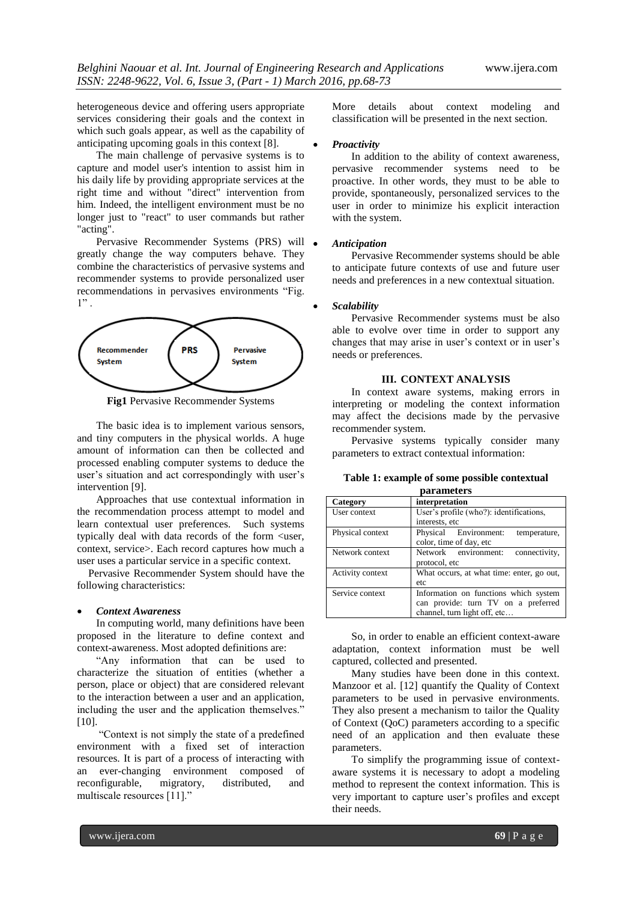heterogeneous device and offering users appropriate services considering their goals and the context in which such goals appear, as well as the capability of anticipating upcoming goals in this context [8].

The main challenge of pervasive systems is to capture and model user's intention to assist him in his daily life by providing appropriate services at the right time and without "direct" intervention from him. Indeed, the intelligent environment must be no longer just to "react" to user commands but rather "acting".

Pervasive Recommender Systems (PRS) will greatly change the way computers behave. They combine the characteristics of pervasive systems and recommender systems to provide personalized user recommendations in pervasives environments "Fig. 1".

**Fig1** Pervasive Recommender Systems

The basic idea is to implement various sensors, and tiny computers in the physical worlds. A huge amount of information can then be collected and processed enabling computer systems to deduce the user's situation and act correspondingly with user's intervention [9].

Approaches that use contextual information in the recommendation process attempt to model and learn contextual user preferences. Such systems typically deal with data records of the form <user, context, service>. Each record captures how much a user uses a particular service in a specific context.

Pervasive Recommender System should have the following characteristics:

- ***Context Awareness***

In computing world, many definitions have been proposed in the literature to define context and context-awareness. Most adopted definitions are:

"Any information that can be used to characterize the situation of entities (whether a person, place or object) that are considered relevant to the interaction between a user and an application, including the user and the application themselves." [10].

"Context is not simply the state of a predefined environment with a fixed set of interaction resources. It is part of a process of interacting with an ever-changing environment composed of reconfigurable, migratory, distributed, and multiscale resources [11]."

More details about context modeling and classification will be presented in the next section.

- ***Proactivity***

In addition to the ability of context awareness, pervasive recommender systems need to be proactive. In other words, they must to be able to provide, spontaneously, personalized services to the user in order to minimize his explicit interaction with the system.

- ***Anticipation***

Pervasive Recommender systems should be able to anticipate future contexts of use and future user needs and preferences in a new contextual situation.

- ***Scalability***

Pervasive Recommender systems must be also able to evolve over time in order to support any changes that may arise in user's context or in user's needs or preferences.

## III. CONTEXT ANALYSIS

In context aware systems, making errors in interpreting or modeling the context information may affect the decisions made by the pervasive recommender system.

Pervasive systems typically consider many parameters to extract contextual information:

**Table 1: example of some possible contextual parameters**

| Category | interpretation |
|---|---|
| User context | User's profile (who?): identifications, interests, etc |
| Physical context | Physical Environment: temperature, color, time of day, etc |
| Network context | Network environment: connectivity, protocol, etc |
| Activity context | What occurs, at what time: enter, go out, etc |
| Service context | Information on functions which system can provide: turn TV on a preferred channel, turn light off, etc… |

So, in order to enable an efficient context-aware adaptation, context information must be well captured, collected and presented.

Many studies have been done in this context. Manzoor et al. [12] quantify the Quality of Context parameters to be used in pervasive environments. They also present a mechanism to tailor the Quality of Context (QoC) parameters according to a specific need of an application and then evaluate these parameters.

To simplify the programming issue of context-aware systems it is necessary to adopt a modeling method to represent the context information. This is very important to capture user's profiles and except their needs.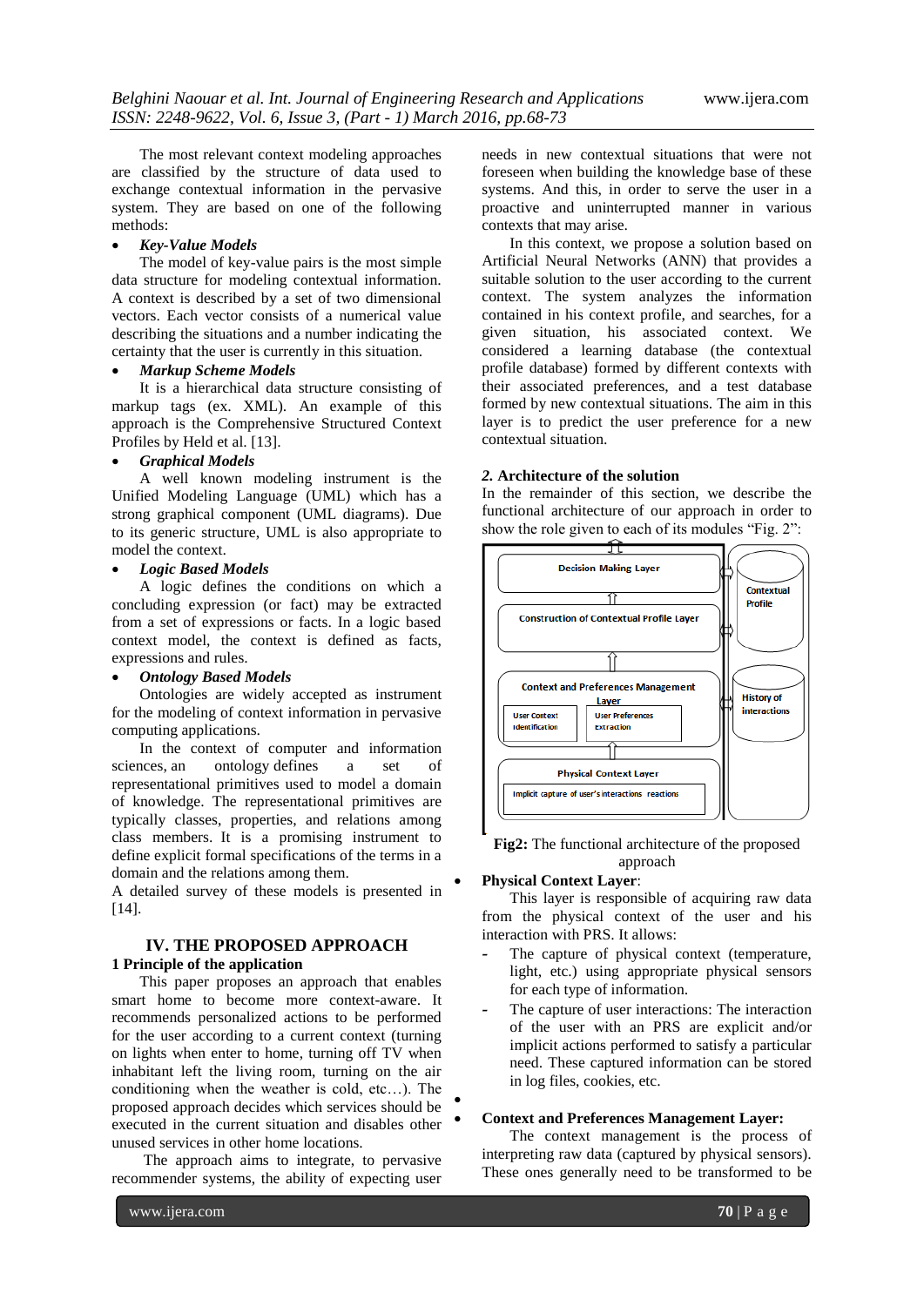The most relevant context modeling approaches are classified by the structure of data used to exchange contextual information in the pervasive system. They are based on one of the following methods:

- ***Key-Value Models***

The model of key-value pairs is the most simple data structure for modeling contextual information. A context is described by a set of two dimensional vectors. Each vector consists of a numerical value describing the situations and a number indicating the certainty that the user is currently in this situation.

- ***Markup Scheme Models***

It is a hierarchical data structure consisting of markup tags (ex. XML). An example of this approach is the Comprehensive Structured Context Profiles by Held et al. [13].

- ***Graphical Models***

A well known modeling instrument is the Unified Modeling Language (UML) which has a strong graphical component (UML diagrams). Due to its generic structure, UML is also appropriate to model the context.

- ***Logic Based Models***

A logic defines the conditions on which a concluding expression (or fact) may be extracted from a set of expressions or facts. In a logic based context model, the context is defined as facts, expressions and rules.

- ***Ontology Based Models***

Ontologies are widely accepted as instrument for the modeling of context information in pervasive computing applications.

In the context of computer and information sciences, an ontology defines a set of representational primitives used to model a domain of knowledge. The representational primitives are typically classes, properties, and relations among class members. It is a promising instrument to define explicit formal specifications of the terms in a domain and the relations among them.

A detailed survey of these models is presented in [14].

## IV. THE PROPOSED APPROACH

### 1 Principle of the application

This paper proposes an approach that enables smart home to become more context-aware. It recommends personalized actions to be performed for the user according to a current context (turning on lights when enter to home, turning off TV when inhabitant left the living room, turning on the air conditioning when the weather is cold, etc…). The proposed approach decides which services should be executed in the current situation and disables other unused services in other home locations.

The approach aims to integrate, to pervasive recommender systems, the ability of expecting user needs in new contextual situations that were not foreseen when building the knowledge base of these systems. And this, in order to serve the user in a proactive and uninterrupted manner in various contexts that may arise.

In this context, we propose a solution based on Artificial Neural Networks (ANN) that provides a suitable solution to the user according to the current context. The system analyzes the information contained in his context profile, and searches, for a given situation, his associated context. We considered a learning database (the contextual profile database) formed by different contexts with their associated preferences, and a test database formed by new contextual situations. The aim in this layer is to predict the user preference for a new contextual situation.

### *2.* Architecture of the solution

In the remainder of this section, we describe the functional architecture of our approach in order to show the role given to each of its modules "Fig. 2":

Decision Making Layer
Construction of Contextual Profile Layer
Context and Preferences Management Layer
User Context Identification
User Preferences extraction
Physical Context Layer
Implicit capture of user's interactions reactions
Contextual Profile
History of interactions

**Fig2:** The functional architecture of the proposed approach

- **Physical Context Layer**:

This layer is responsible of acquiring raw data from the physical context of the user and his interaction with PRS. It allows:

- The capture of physical context (temperature, light, etc.) using appropriate physical sensors for each type of information.
- The capture of user interactions: The interaction of the user with an PRS are explicit and/or implicit actions performed to satisfy a particular need. These captured information can be stored in log files, cookies, etc.

- **Context and Preferences Management Layer:**

The context management is the process of interpreting raw data (captured by physical sensors). These ones generally need to be transformed to be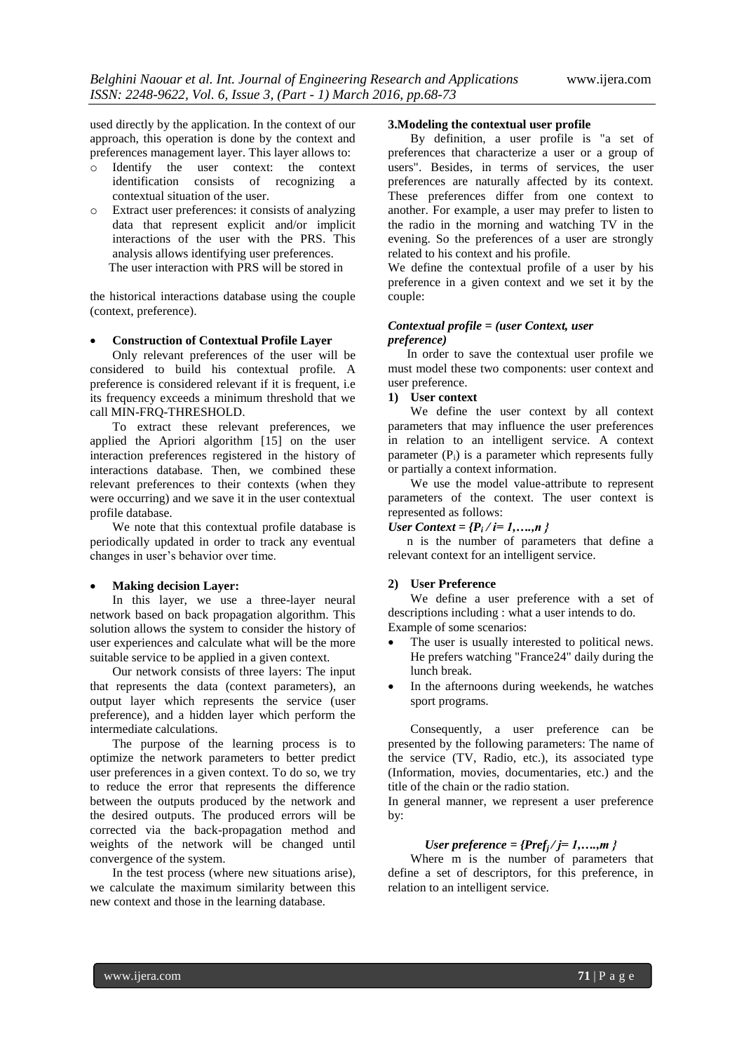used directly by the application. In the context of our approach, this operation is done by the context and preferences management layer. This layer allows to:

- Identify the user context: the context identification consists of recognizing a contextual situation of the user.
- Extract user preferences: it consists of analyzing data that represent explicit and/or implicit interactions of the user with the PRS. This analysis allows identifying user preferences.

The user interaction with PRS will be stored in the historical interactions database using the couple (context, preference).

- **Construction of Contextual Profile Layer**

Only relevant preferences of the user will be considered to build his contextual profile. A preference is considered relevant if it is frequent, i.e its frequency exceeds a minimum threshold that we call MIN-FRQ-THRESHOLD.

To extract these relevant preferences, we applied the Apriori algorithm [15] on the user interaction preferences registered in the history of interactions database. Then, we combined these relevant preferences to their contexts (when they were occurring) and we save it in the user contextual profile database.

We note that this contextual profile database is periodically updated in order to track any eventual changes in user's behavior over time.

- **Making decision Layer:**

In this layer, we use a three-layer neural network based on back propagation algorithm. This solution allows the system to consider the history of user experiences and calculate what will be the more suitable service to be applied in a given context.

Our network consists of three layers: The input that represents the data (context parameters), an output layer which represents the service (user preference), and a hidden layer which perform the intermediate calculations.

The purpose of the learning process is to optimize the network parameters to better predict user preferences in a given context. To do so, we try to reduce the error that represents the difference between the outputs produced by the network and the desired outputs. The produced errors will be corrected via the back-propagation method and weights of the network will be changed until convergence of the system.

In the test process (where new situations arise), we calculate the maximum similarity between this new context and those in the learning database.

**3.Modeling the contextual user profile**

By definition, a user profile is "a set of preferences that characterize a user or a group of users". Besides, in terms of services, the user preferences are naturally affected by its context. These preferences differ from one context to another. For example, a user may prefer to listen to the radio in the morning and watching TV in the evening. So the preferences of a user are strongly related to his context and his profile.

We define the contextual profile of a user by his preference in a given context and we set it by the couple:

***Contextual profile = (user Context, user preference)***

In order to save the contextual user profile we must model these two components: user context and user preference.

**1) User context**

We define the user context by all context parameters that may influence the user preferences in relation to an intelligent service. A context parameter ($P_i$) is a parameter which represents fully or partially a context information.

We use the model value-attribute to represent parameters of the context. The user context is represented as follows:

***User Context*** $= \{P_i \,/\, i = 1, \ldots, n\}$

n is the number of parameters that define a relevant context for an intelligent service.

**2) User Preference**

We define a user preference with a set of descriptions including : what a user intends to do.

Example of some scenarios:

- The user is usually interested to political news. He prefers watching "France24" daily during the lunch break.
- In the afternoons during weekends, he watches sport programs.

Consequently, a user preference can be presented by the following parameters: The name of the service (TV, Radio, etc.), its associated type (Information, movies, documentaries, etc.) and the title of the chain or the radio station.

In general manner, we represent a user preference by:

***User preference*** $= \{Pref_j \,/\, j = 1, \ldots, m\}$

Where m is the number of parameters that define a set of descriptors, for this preference, in relation to an intelligent service.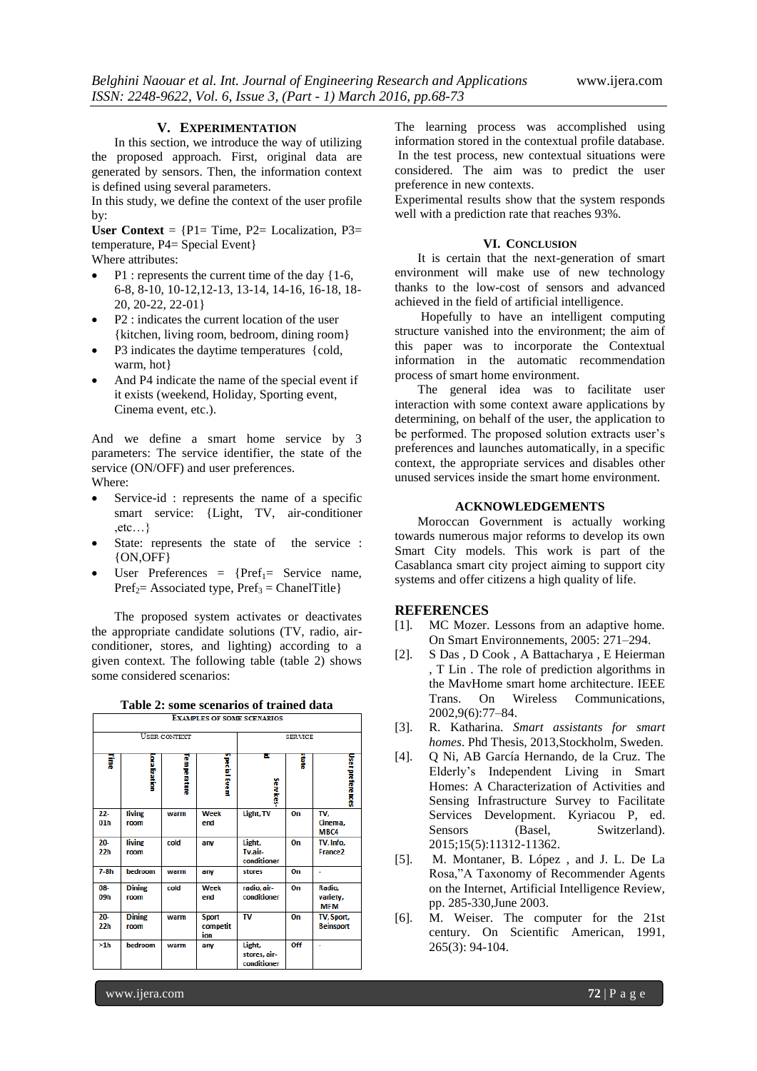## V. Experimentation

In this section, we introduce the way of utilizing the proposed approach. First, original data are generated by sensors. Then, the information context is defined using several parameters.

In this study, we define the context of the user profile by:

**User Context** = {P1= Time, P2= Localization, P3= temperature, P4= Special Event}

Where attributes:

- P1 : represents the current time of the day {1-6, 6-8, 8-10, 10-12,12-13, 13-14, 14-16, 16-18, 18-20, 20-22, 22-01}
- P2 : indicates the current location of the user {kitchen, living room, bedroom, dining room}
- P3 indicates the daytime temperatures {cold, warm, hot}
- And P4 indicate the name of the special event if it exists (weekend, Holiday, Sporting event, Cinema event, etc.).

And we define a smart home service by 3 parameters: The service identifier, the state of the service (ON/OFF) and user preferences.

Where:

- Service-id : represents the name of a specific smart service: {Light, TV, air-conditioner ,etc…}
- State: represents the state of the service : {ON,OFF}
- User Preferences = {$Pref_1$= Service name, $Pref_2$= Associated type, $Pref_3$ = ChanelTitle}

The proposed system activates or deactivates the appropriate candidate solutions (TV, radio, air-conditioner, stores, and lighting) according to a given context. The following table (table 2) shows some considered scenarios:

**Table 2: some scenarios of trained data**

| Examples of some scenarios | | | | | | |
|---|---|---|---|---|---|---|
| User context | | | | Service | | |
| Time | Localization | Temperature | Special Event | Services-id | state | User preferences |
| 22-01h | living room | warm | Week end | Light, TV | On | TV, Cinema, MBC4 |
| 20-22h | living room | cold | any | Light, Tv,air-conditioner | On | TV, Info, France2 |
| 7-8h | bedroom | warm | any | stores | On | - |
| 08-09h | Dining room | cold | Week end | radio, air-conditioner | On | Radio, variety, MFM |
| 20-22h | Dining room | warm | Sport competition | TV | On | TV, Sport, Beinsport |
| >1h | bedroom | warm | any | Light, stores, air-conditioner | Off | - |

The learning process was accomplished using information stored in the contextual profile database. In the test process, new contextual situations were considered. The aim was to predict the user preference in new contexts.

Experimental results show that the system responds well with a prediction rate that reaches 93%.

## VI. Conclusion

It is certain that the next-generation of smart environment will make use of new technology thanks to the low-cost of sensors and advanced achieved in the field of artificial intelligence.

Hopefully to have an intelligent computing structure vanished into the environment; the aim of this paper was to incorporate the Contextual information in the automatic recommendation process of smart home environment.

The general idea was to facilitate user interaction with some context aware applications by determining, on behalf of the user, the application to be performed. The proposed solution extracts user's preferences and launches automatically, in a specific context, the appropriate services and disables other unused services inside the smart home environment.

## Acknowledgements

Moroccan Government is actually working towards numerous major reforms to develop its own Smart City models. This work is part of the Casablanca smart city project aiming to support city systems and offer citizens a high quality of life.

## References

[1]. MC Mozer. Lessons from an adaptive home. On Smart Environnements, 2005: 271–294.

[2]. S Das , D Cook , A Battacharya , E Heierman , T Lin . The role of prediction algorithms in the MavHome smart home architecture. IEEE Trans. On Wireless Communications, 2002,9(6):77–84.

[3]. R. Katharina. *Smart assistants for smart homes*. Phd Thesis, 2013,Stockholm, Sweden.

[4]. Q Ni, AB García Hernando, de la Cruz. The Elderly's Independent Living in Smart Homes: A Characterization of Activities and Sensing Infrastructure Survey to Facilitate Services Development. Kyriacou P, ed. Sensors (Basel, Switzerland). 2015;15(5):11312-11362.

[5]. M. Montaner, B. López , and J. L. De La Rosa,"A Taxonomy of Recommender Agents on the Internet, Artificial Intelligence Review, pp. 285-330,June 2003.

[6]. M. Weiser. The computer for the 21st century. On Scientific American, 1991, 265(3): 94-104.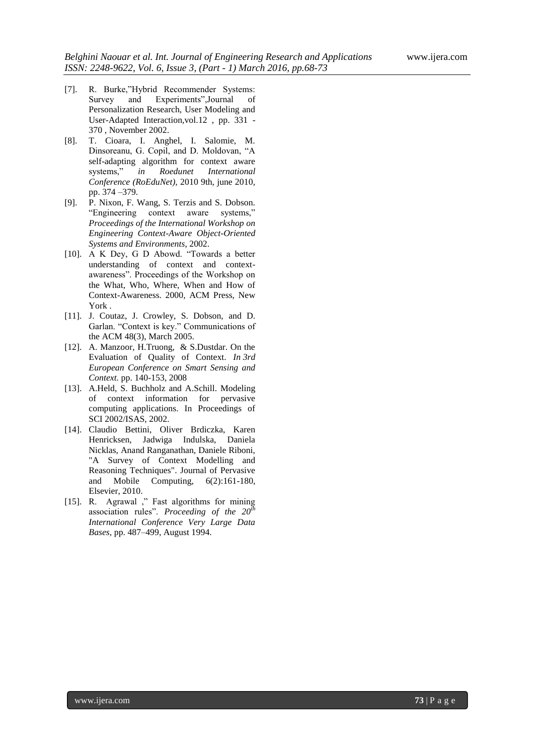[7]. R. Burke,"Hybrid Recommender Systems: Survey and Experiments",Journal of Personalization Research, User Modeling and User-Adapted Interaction,vol.12 , pp. 331 - 370 , November 2002.

[8]. T. Cioara, I. Anghel, I. Salomie, M. Dinsoreanu, G. Copil, and D. Moldovan, "A self-adapting algorithm for context aware systems," *in Roedunet International Conference (RoEduNet)*, 2010 9th, june 2010, pp. 374 –379.

[9]. P. Nixon, F. Wang, S. Terzis and S. Dobson. "Engineering context aware systems," *Proceedings of the International Workshop on Engineering Context-Aware Object-Oriented Systems and Environments*, 2002.

[10]. A K Dey, G D Abowd. "Towards a better understanding of context and context-awareness". Proceedings of the Workshop on the What, Who, Where, When and How of Context-Awareness. 2000, ACM Press, New York .

[11]. J. Coutaz, J. Crowley, S. Dobson, and D. Garlan. "Context is key." Communications of the ACM 48(3), March 2005.

[12]. A. Manzoor, H.Truong, & S.Dustdar. On the Evaluation of Quality of Context. *In 3rd European Conference on Smart Sensing and Context*. pp. 140-153, 2008

[13]. A.Held, S. Buchholz and A.Schill. Modeling of context information for pervasive computing applications. In Proceedings of SCI 2002/ISAS, 2002.

[14]. Claudio Bettini, Oliver Brdiczka, Karen Henricksen, Jadwiga Indulska, Daniela Nicklas, Anand Ranganathan, Daniele Riboni, "A Survey of Context Modelling and Reasoning Techniques". Journal of Pervasive and Mobile Computing, 6(2):161-180, Elsevier, 2010.

[15]. R. Agrawal ," Fast algorithms for mining association rules". *Proceeding of the 20th International Conference Very Large Data Bases*, pp. 487–499, August 1994.